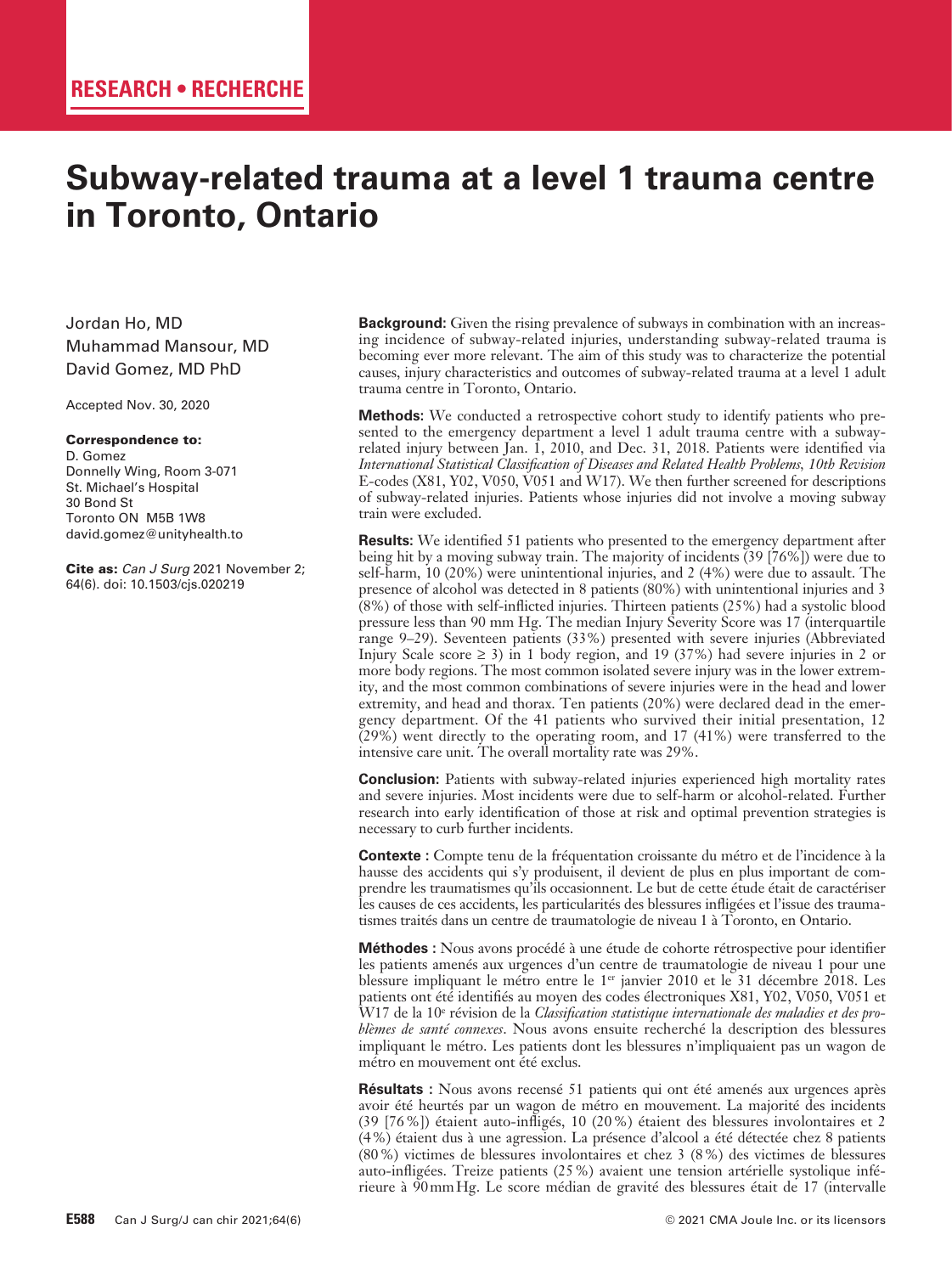RESEARCH • RECHERCHE

# Subway-related trauma at a level 1 trauma centre in Toronto, Ontario

Jordan Ho, MD
Muhammad Mansour, MD
David Gomez, MD PhD

Accepted Nov. 30, 2020

**Correspondence to:**
D. Gomez
Donnelly Wing, Room 3-071
St. Michael's Hospital
30 Bond St
Toronto ON M5B 1W8
david.gomez@unityhealth.to

**Cite as:** *Can J Surg* 2021 November 2; 64(6). doi: 10.1503/cjs.020219

**Background:** Given the rising prevalence of subways in combination with an increasing incidence of subway-related injuries, understanding subway-related trauma is becoming ever more relevant. The aim of this study was to characterize the potential causes, injury characteristics and outcomes of subway-related trauma at a level 1 adult trauma centre in Toronto, Ontario.

**Methods:** We conducted a retrospective cohort study to identify patients who presented to the emergency department a level 1 adult trauma centre with a subway-related injury between Jan. 1, 2010, and Dec. 31, 2018. Patients were identified via *International Statistical Classification of Diseases and Related Health Problems, 10th Revision* E-codes (X81, Y02, V050, V051 and W17). We then further screened for descriptions of subway-related injuries. Patients whose injuries did not involve a moving subway train were excluded.

**Results:** We identified 51 patients who presented to the emergency department after being hit by a moving subway train. The majority of incidents (39 [76%]) were due to self-harm, 10 (20%) were unintentional injuries, and 2 (4%) were due to assault. The presence of alcohol was detected in 8 patients (80%) with unintentional injuries and 3 (8%) of those with self-inflicted injuries. Thirteen patients (25%) had a systolic blood pressure less than 90 mm Hg. The median Injury Severity Score was 17 (interquartile range 9–29). Seventeen patients (33%) presented with severe injuries (Abbreviated Injury Scale score ≥ 3) in 1 body region, and 19 (37%) had severe injuries in 2 or more body regions. The most common isolated severe injury was in the lower extremity, and the most common combinations of severe injuries were in the head and lower extremity, and head and thorax. Ten patients (20%) were declared dead in the emergency department. Of the 41 patients who survived their initial presentation, 12 (29%) went directly to the operating room, and 17 (41%) were transferred to the intensive care unit. The overall mortality rate was 29%.

**Conclusion:** Patients with subway-related injuries experienced high mortality rates and severe injuries. Most incidents were due to self-harm or alcohol-related. Further research into early identification of those at risk and optimal prevention strategies is necessary to curb further incidents.

**Contexte :** Compte tenu de la fréquentation croissante du métro et de l'incidence à la hausse des accidents qui s'y produisent, il devient de plus en plus important de comprendre les traumatismes qu'ils occasionnent. Le but de cette étude était de caractériser les causes de ces accidents, les particularités des blessures infligées et l'issue des traumatismes traités dans un centre de traumatologie de niveau 1 à Toronto, en Ontario.

**Méthodes :** Nous avons procédé à une étude de cohorte rétrospective pour identifier les patients amenés aux urgences d'un centre de traumatologie de niveau 1 pour une blessure impliquant le métro entre le 1er janvier 2010 et le 31 décembre 2018. Les patients ont été identifiés au moyen des codes électroniques X81, Y02, V050, V051 et W17 de la 10e révision de la *Classification statistique internationale des maladies et des problèmes de santé connexes*. Nous avons ensuite recherché la description des blessures impliquant le métro. Les patients dont les blessures n'impliquaient pas un wagon de métro en mouvement ont été exclus.

**Résultats :** Nous avons recensé 51 patients qui ont été amenés aux urgences après avoir été heurtés par un wagon de métro en mouvement. La majorité des incidents (39 [76 %]) étaient auto-infligés, 10 (20 %) étaient des blessures involontaires et 2 (4 %) étaient dus à une agression. La présence d'alcool a été détectée chez 8 patients (80 %) victimes de blessures involontaires et chez 3 (8 %) des victimes de blessures auto-infligées. Treize patients (25 %) avaient une tension artérielle systolique inférieure à 90 mm Hg. Le score médian de gravité des blessures était de 17 (intervalle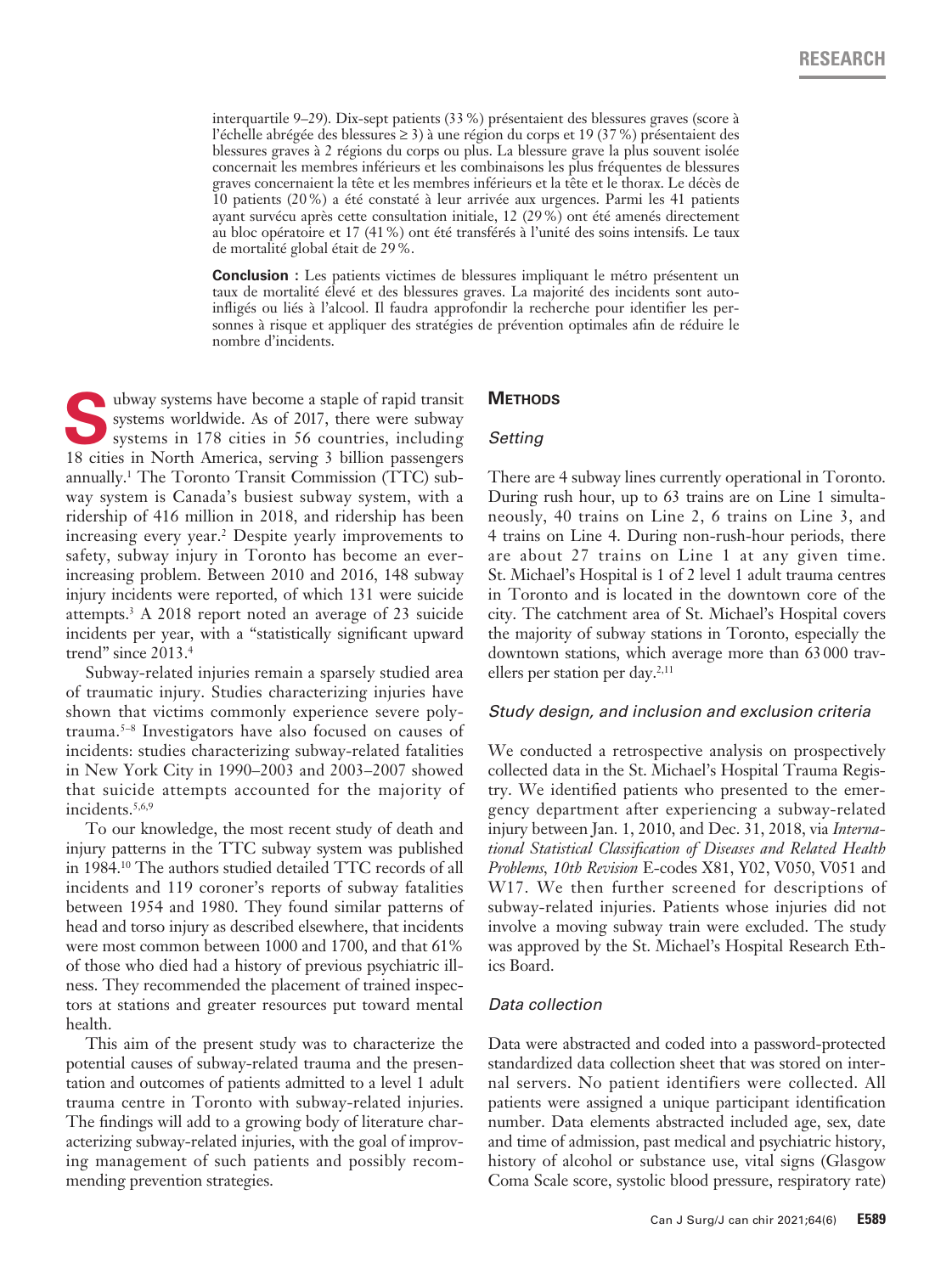interquartile 9–29). Dix-sept patients (33 %) présentaient des blessures graves (score à l'échelle abrégée des blessures ≥ 3) à une région du corps et 19 (37 %) présentaient des blessures graves à 2 régions du corps ou plus. La blessure grave la plus souvent isolée concernait les membres inférieurs et les combinaisons les plus fréquentes de blessures graves concernaient la tête et les membres inférieurs et la tête et le thorax. Le décès de 10 patients (20 %) a été constaté à leur arrivée aux urgences. Parmi les 41 patients ayant survécu après cette consultation initiale, 12 (29 %) ont été amenés directement au bloc opératoire et 17 (41 %) ont été transférés à l'unité des soins intensifs. Le taux de mortalité global était de 29 %.

**Conclusion :** Les patients victimes de blessures impliquant le métro présentent un taux de mortalité élevé et des blessures graves. La majorité des incidents sont autoinfligés ou liés à l'alcool. Il faudra approfondir la recherche pour identifier les personnes à risque et appliquer des stratégies de prévention optimales afin de réduire le nombre d'incidents.

Subway systems have become a staple of rapid transit systems worldwide. As of 2017, there were subway systems in 178 cities in 56 countries, including 18 cities in North America, serving 3 billion passengers annually.[1] The Toronto Transit Commission (TTC) subway system is Canada's busiest subway system, with a ridership of 416 million in 2018, and ridership has been increasing every year.[2] Despite yearly improvements to safety, subway injury in Toronto has become an ever-increasing problem. Between 2010 and 2016, 148 subway injury incidents were reported, of which 131 were suicide attempts.[3] A 2018 report noted an average of 23 suicide incidents per year, with a "statistically significant upward trend" since 2013.[4]

Subway-related injuries remain a sparsely studied area of traumatic injury. Studies characterizing injuries have shown that victims commonly experience severe polytrauma.[5–8] Investigators have also focused on causes of incidents: studies characterizing subway-related fatalities in New York City in 1990–2003 and 2003–2007 showed that suicide attempts accounted for the majority of incidents.[5,6,9]

To our knowledge, the most recent study of death and injury patterns in the TTC subway system was published in 1984.[10] The authors studied detailed TTC records of all incidents and 119 coroner's reports of subway fatalities between 1954 and 1980. They found similar patterns of head and torso injury as described elsewhere, that incidents were most common between 1000 and 1700, and that 61% of those who died had a history of previous psychiatric illness. They recommended the placement of trained inspectors at stations and greater resources put toward mental health.

This aim of the present study was to characterize the potential causes of subway-related trauma and the presentation and outcomes of patients admitted to a level 1 adult trauma centre in Toronto with subway-related injuries. The findings will add to a growing body of literature characterizing subway-related injuries, with the goal of improving management of such patients and possibly recommending prevention strategies.

## Methods

### Setting

There are 4 subway lines currently operational in Toronto. During rush hour, up to 63 trains are on Line 1 simultaneously, 40 trains on Line 2, 6 trains on Line 3, and 4 trains on Line 4. During non-rush-hour periods, there are about 27 trains on Line 1 at any given time. St. Michael's Hospital is 1 of 2 level 1 adult trauma centres in Toronto and is located in the downtown core of the city. The catchment area of St. Michael's Hospital covers the majority of subway stations in Toronto, especially the downtown stations, which average more than 63 000 travellers per station per day.[2,11]

### Study design, and inclusion and exclusion criteria

We conducted a retrospective analysis on prospectively collected data in the St. Michael's Hospital Trauma Registry. We identified patients who presented to the emergency department after experiencing a subway-related injury between Jan. 1, 2010, and Dec. 31, 2018, via *International Statistical Classification of Diseases and Related Health Problems, 10th Revision* E-codes X81, Y02, V050, V051 and W17. We then further screened for descriptions of subway-related injuries. Patients whose injuries did not involve a moving subway train were excluded. The study was approved by the St. Michael's Hospital Research Ethics Board.

### Data collection

Data were abstracted and coded into a password-protected standardized data collection sheet that was stored on internal servers. No patient identifiers were collected. All patients were assigned a unique participant identification number. Data elements abstracted included age, sex, date and time of admission, past medical and psychiatric history, history of alcohol or substance use, vital signs (Glasgow Coma Scale score, systolic blood pressure, respiratory rate)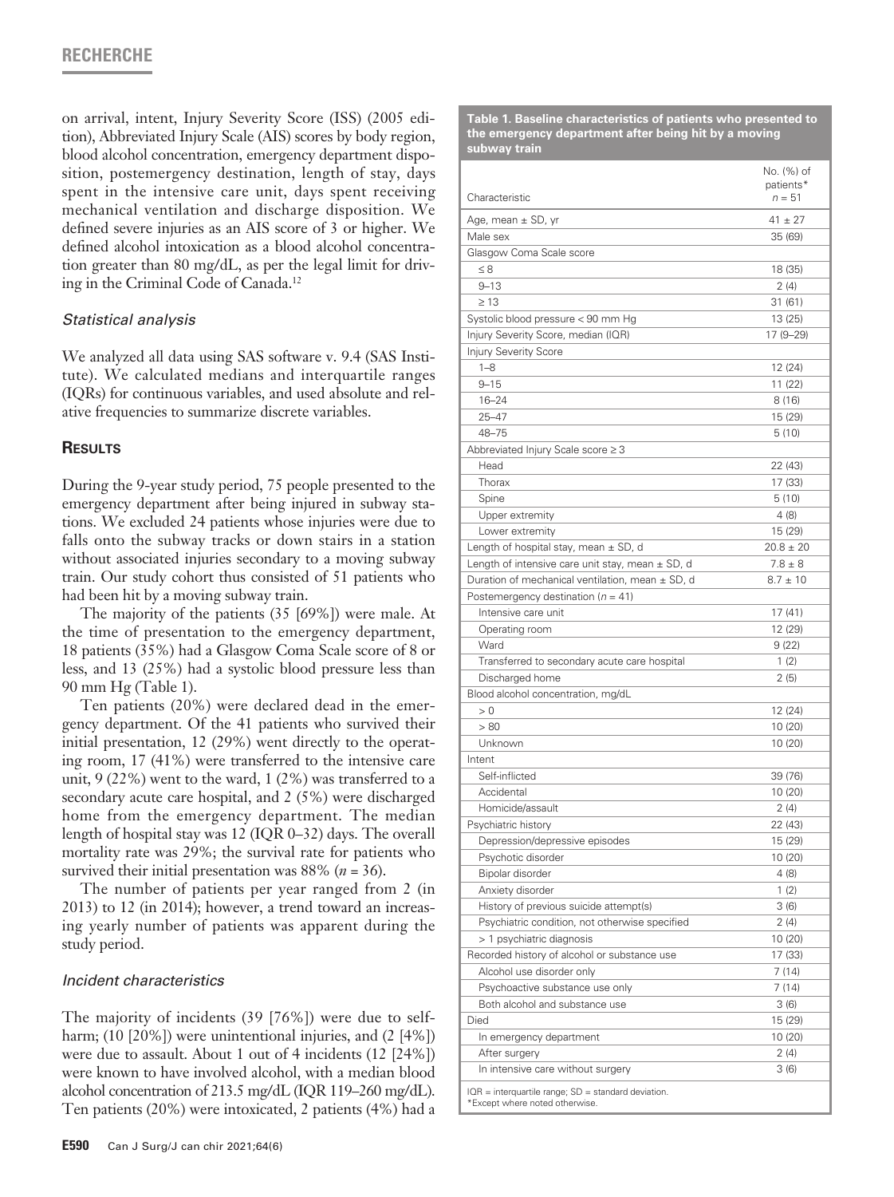on arrival, intent, Injury Severity Score (ISS) (2005 edition), Abbreviated Injury Scale (AIS) scores by body region, blood alcohol concentration, emergency department disposition, postemergency destination, length of stay, days spent in the intensive care unit, days spent receiving mechanical ventilation and discharge disposition. We defined severe injuries as an AIS score of 3 or higher. We defined alcohol intoxication as a blood alcohol concentration greater than 80 mg/dL, as per the legal limit for driving in the Criminal Code of Canada.[12]

### *Statistical analysis*

We analyzed all data using SAS software v. 9.4 (SAS Institute). We calculated medians and interquartile ranges (IQRs) for continuous variables, and used absolute and relative frequencies to summarize discrete variables.

## Results

During the 9-year study period, 75 people presented to the emergency department after being injured in subway stations. We excluded 24 patients whose injuries were due to falls onto the subway tracks or down stairs in a station without associated injuries secondary to a moving subway train. Our study cohort thus consisted of 51 patients who had been hit by a moving subway train.

The majority of the patients (35 [69%]) were male. At the time of presentation to the emergency department, 18 patients (35%) had a Glasgow Coma Scale score of 8 or less, and 13 (25%) had a systolic blood pressure less than 90 mm Hg (Table 1).

Ten patients (20%) were declared dead in the emergency department. Of the 41 patients who survived their initial presentation, 12 (29%) went directly to the operating room, 17 (41%) were transferred to the intensive care unit, 9 (22%) went to the ward, 1 (2%) was transferred to a secondary acute care hospital, and 2 (5%) were discharged home from the emergency department. The median length of hospital stay was 12 (IQR 0–32) days. The overall mortality rate was 29%; the survival rate for patients who survived their initial presentation was 88% ($n = 36$).

The number of patients per year ranged from 2 (in 2013) to 12 (in 2014); however, a trend toward an increasing yearly number of patients was apparent during the study period.

### *Incident characteristics*

The majority of incidents (39 [76%]) were due to self-harm; (10 [20%]) were unintentional injuries, and (2 [4%]) were due to assault. About 1 out of 4 incidents (12 [24%]) were known to have involved alcohol, with a median blood alcohol concentration of 213.5 mg/dL (IQR 119–260 mg/dL). Ten patients (20%) were intoxicated, 2 patients (4%) had a

**Table 1. Baseline characteristics of patients who presented to the emergency department after being hit by a moving subway train**

| Characteristic | No. (%) of patients* $n = 51$ |
|---|---|
| Age, mean ± SD, yr | 41 ± 27 |
| Male sex | 35 (69) |
| Glasgow Coma Scale score | |
| ≤ 8 | 18 (35) |
| 9–13 | 2 (4) |
| ≥ 13 | 31 (61) |
| Systolic blood pressure < 90 mm Hg | 13 (25) |
| Injury Severity Score, median (IQR) | 17 (9–29) |
| Injury Severity Score | |
| 1–8 | 12 (24) |
| 9–15 | 11 (22) |
| 16–24 | 8 (16) |
| 25–47 | 15 (29) |
| 48–75 | 5 (10) |
| Abbreviated Injury Scale score ≥ 3 | |
| Head | 22 (43) |
| Thorax | 17 (33) |
| Spine | 5 (10) |
| Upper extremity | 4 (8) |
| Lower extremity | 15 (29) |
| Length of hospital stay, mean ± SD, d | 20.8 ± 20 |
| Length of intensive care unit stay, mean ± SD, d | 7.8 ± 8 |
| Duration of mechanical ventilation, mean ± SD, d | 8.7 ± 10 |
| Postemergency destination ($n = 41$) | |
| Intensive care unit | 17 (41) |
| Operating room | 12 (29) |
| Ward | 9 (22) |
| Transferred to secondary acute care hospital | 1 (2) |
| Discharged home | 2 (5) |
| Blood alcohol concentration, mg/dL | |
| > 0 | 12 (24) |
| > 80 | 10 (20) |
| Unknown | 10 (20) |
| Intent | |
| Self-inflicted | 39 (76) |
| Accidental | 10 (20) |
| Homicide/assault | 2 (4) |
| Psychiatric history | 22 (43) |
| Depression/depressive episodes | 15 (29) |
| Psychotic disorder | 10 (20) |
| Bipolar disorder | 4 (8) |
| Anxiety disorder | 1 (2) |
| History of previous suicide attempt(s) | 3 (6) |
| Psychiatric condition, not otherwise specified | 2 (4) |
| > 1 psychiatric diagnosis | 10 (20) |
| Recorded history of alcohol or substance use | 17 (33) |
| Alcohol use disorder only | 7 (14) |
| Psychoactive substance use only | 7 (14) |
| Both alcohol and substance use | 3 (6) |
| Died | 15 (29) |
| In emergency department | 10 (20) |
| After surgery | 2 (4) |
| In intensive care without surgery | 3 (6) |

IQR = interquartile range; SD = standard deviation.
*Except where noted otherwise.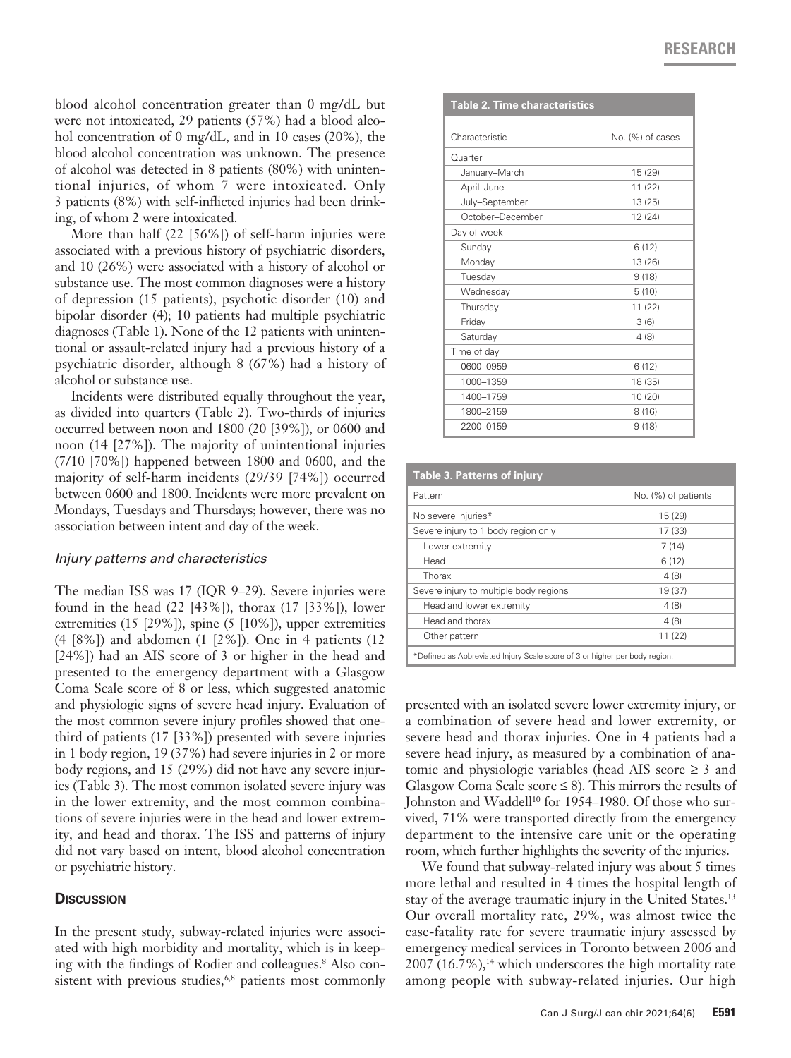blood alcohol concentration greater than 0 mg/dL but were not intoxicated, 29 patients (57%) had a blood alcohol concentration of 0 mg/dL, and in 10 cases (20%), the blood alcohol concentration was unknown. The presence of alcohol was detected in 8 patients (80%) with unintentional injuries, of whom 7 were intoxicated. Only 3 patients (8%) with self-inflicted injuries had been drinking, of whom 2 were intoxicated.

More than half (22 [56%]) of self-harm injuries were associated with a previous history of psychiatric disorders, and 10 (26%) were associated with a history of alcohol or substance use. The most common diagnoses were a history of depression (15 patients), psychotic disorder (10) and bipolar disorder (4); 10 patients had multiple psychiatric diagnoses (Table 1). None of the 12 patients with unintentional or assault-related injury had a previous history of a psychiatric disorder, although 8 (67%) had a history of alcohol or substance use.

Incidents were distributed equally throughout the year, as divided into quarters (Table 2). Two-thirds of injuries occurred between noon and 1800 (20 [39%]), or 0600 and noon (14 [27%]). The majority of unintentional injuries (7/10 [70%]) happened between 1800 and 0600, and the majority of self-harm incidents (29/39 [74%]) occurred between 0600 and 1800. Incidents were more prevalent on Mondays, Tuesdays and Thursdays; however, there was no association between intent and day of the week.

### *Injury patterns and characteristics*

The median ISS was 17 (IQR 9–29). Severe injuries were found in the head (22 [43%]), thorax (17 [33%]), lower extremities (15 [29%]), spine (5 [10%]), upper extremities (4 [8%]) and abdomen (1 [2%]). One in 4 patients (12 [24%]) had an AIS score of 3 or higher in the head and presented to the emergency department with a Glasgow Coma Scale score of 8 or less, which suggested anatomic and physiologic signs of severe head injury. Evaluation of the most common severe injury profiles showed that one-third of patients (17 [33%]) presented with severe injuries in 1 body region, 19 (37%) had severe injuries in 2 or more body regions, and 15 (29%) did not have any severe injuries (Table 3). The most common isolated severe injury was in the lower extremity, and the most common combinations of severe injuries were in the head and lower extremity, and head and thorax. The ISS and patterns of injury did not vary based on intent, blood alcohol concentration or psychiatric history.

**Table 2. Time characteristics**

| Characteristic | No. (%) of cases |
|---|---|
| Quarter | |
| January–March | 15 (29) |
| April–June | 11 (22) |
| July–September | 13 (25) |
| October–December | 12 (24) |
| Day of week | |
| Sunday | 6 (12) |
| Monday | 13 (26) |
| Tuesday | 9 (18) |
| Wednesday | 5 (10) |
| Thursday | 11 (22) |
| Friday | 3 (6) |
| Saturday | 4 (8) |
| Time of day | |
| 0600–0959 | 6 (12) |
| 1000–1359 | 18 (35) |
| 1400–1759 | 10 (20) |
| 1800–2159 | 8 (16) |
| 2200–0159 | 9 (18) |

**Table 3. Patterns of injury**

| Pattern | No. (%) of patients |
|---|---|
| No severe injuries* | 15 (29) |
| Severe injury to 1 body region only | 17 (33) |
| Lower extremity | 7 (14) |
| Head | 6 (12) |
| Thorax | 4 (8) |
| Severe injury to multiple body regions | 19 (37) |
| Head and lower extremity | 4 (8) |
| Head and thorax | 4 (8) |
| Other pattern | 11 (22) |

*Defined as Abbreviated Injury Scale score of 3 or higher per body region.

## Discussion

In the present study, subway-related injuries were associated with high morbidity and mortality, which is in keeping with the findings of Rodier and colleagues.[8] Also consistent with previous studies,[6,8] patients most commonly presented with an isolated severe lower extremity injury, or a combination of severe head and lower extremity, or severe head and thorax injuries. One in 4 patients had a severe head injury, as measured by a combination of anatomic and physiologic variables (head AIS score ≥ 3 and Glasgow Coma Scale score ≤ 8). This mirrors the results of Johnston and Waddell[10] for 1954–1980. Of those who survived, 71% were transported directly from the emergency department to the intensive care unit or the operating room, which further highlights the severity of the injuries.

We found that subway-related injury was about 5 times more lethal and resulted in 4 times the hospital length of stay of the average traumatic injury in the United States.[13] Our overall mortality rate, 29%, was almost twice the case-fatality rate for severe traumatic injury assessed by emergency medical services in Toronto between 2006 and 2007 (16.7%),[14] which underscores the high mortality rate among people with subway-related injuries. Our high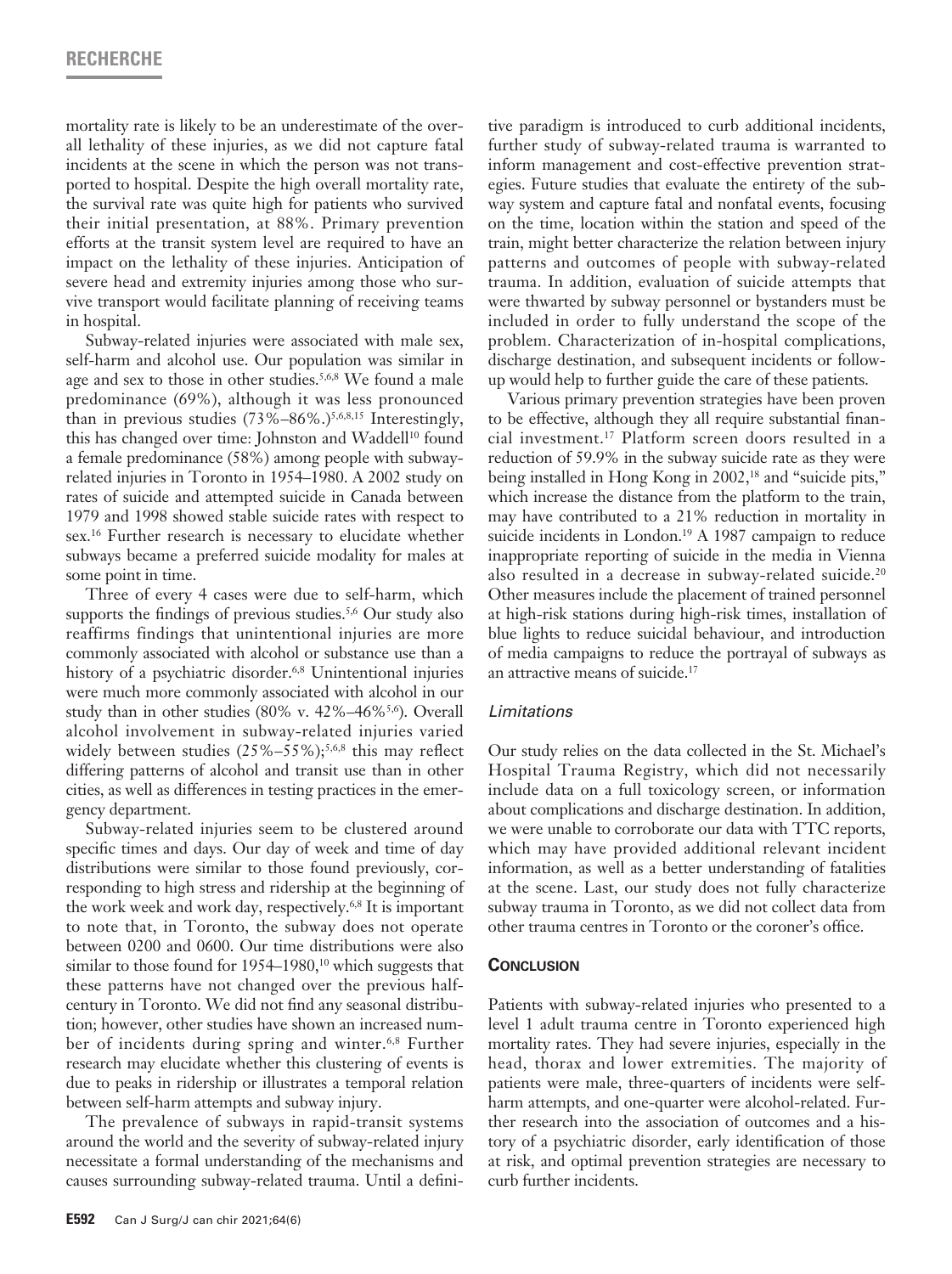mortality rate is likely to be an underestimate of the overall lethality of these injuries, as we did not capture fatal incidents at the scene in which the person was not transported to hospital. Despite the high overall mortality rate, the survival rate was quite high for patients who survived their initial presentation, at 88%. Primary prevention efforts at the transit system level are required to have an impact on the lethality of these injuries. Anticipation of severe head and extremity injuries among those who survive transport would facilitate planning of receiving teams in hospital.

Subway-related injuries were associated with male sex, self-harm and alcohol use. Our population was similar in age and sex to those in other studies.[5,6,8] We found a male predominance (69%), although it was less pronounced than in previous studies (73%–86%.)[5,6,8,15] Interestingly, this has changed over time: Johnston and Waddell[10] found a female predominance (58%) among people with subway-related injuries in Toronto in 1954–1980. A 2002 study on rates of suicide and attempted suicide in Canada between 1979 and 1998 showed stable suicide rates with respect to sex.[16] Further research is necessary to elucidate whether subways became a preferred suicide modality for males at some point in time.

Three of every 4 cases were due to self-harm, which supports the findings of previous studies.[5,6] Our study also reaffirms findings that unintentional injuries are more commonly associated with alcohol or substance use than a history of a psychiatric disorder.[6,8] Unintentional injuries were much more commonly associated with alcohol in our study than in other studies (80% v. 42%–46%[5,6]). Overall alcohol involvement in subway-related injuries varied widely between studies (25%–55%);[5,6,8] this may reflect differing patterns of alcohol and transit use than in other cities, as well as differences in testing practices in the emergency department.

Subway-related injuries seem to be clustered around specific times and days. Our day of week and time of day distributions were similar to those found previously, corresponding to high stress and ridership at the beginning of the work week and work day, respectively.[6,8] It is important to note that, in Toronto, the subway does not operate between 0200 and 0600. Our time distributions were also similar to those found for 1954–1980,[10] which suggests that these patterns have not changed over the previous half-century in Toronto. We did not find any seasonal distribution; however, other studies have shown an increased number of incidents during spring and winter.[6,8] Further research may elucidate whether this clustering of events is due to peaks in ridership or illustrates a temporal relation between self-harm attempts and subway injury.

The prevalence of subways in rapid-transit systems around the world and the severity of subway-related injury necessitate a formal understanding of the mechanisms and causes surrounding subway-related trauma. Until a definitive paradigm is introduced to curb additional incidents, further study of subway-related trauma is warranted to inform management and cost-effective prevention strategies. Future studies that evaluate the entirety of the subway system and capture fatal and nonfatal events, focusing on the time, location within the station and speed of the train, might better characterize the relation between injury patterns and outcomes of people with subway-related trauma. In addition, evaluation of suicide attempts that were thwarted by subway personnel or bystanders must be included in order to fully understand the scope of the problem. Characterization of in-hospital complications, discharge destination, and subsequent incidents or follow-up would help to further guide the care of these patients.

Various primary prevention strategies have been proven to be effective, although they all require substantial financial investment.[17] Platform screen doors resulted in a reduction of 59.9% in the subway suicide rate as they were being installed in Hong Kong in 2002,[18] and "suicide pits," which increase the distance from the platform to the train, may have contributed to a 21% reduction in mortality in suicide incidents in London.[19] A 1987 campaign to reduce inappropriate reporting of suicide in the media in Vienna also resulted in a decrease in subway-related suicide.[20] Other measures include the placement of trained personnel at high-risk stations during high-risk times, installation of blue lights to reduce suicidal behaviour, and introduction of media campaigns to reduce the portrayal of subways as an attractive means of suicide.[17]

### *Limitations*

Our study relies on the data collected in the St. Michael's Hospital Trauma Registry, which did not necessarily include data on a full toxicology screen, or information about complications and discharge destination. In addition, we were unable to corroborate our data with TTC reports, which may have provided additional relevant incident information, as well as a better understanding of fatalities at the scene. Last, our study does not fully characterize subway trauma in Toronto, as we did not collect data from other trauma centres in Toronto or the coroner's office.

## Conclusion

Patients with subway-related injuries who presented to a level 1 adult trauma centre in Toronto experienced high mortality rates. They had severe injuries, especially in the head, thorax and lower extremities. The majority of patients were male, three-quarters of incidents were self-harm attempts, and one-quarter were alcohol-related. Further research into the association of outcomes and a history of a psychiatric disorder, early identification of those at risk, and optimal prevention strategies are necessary to curb further incidents.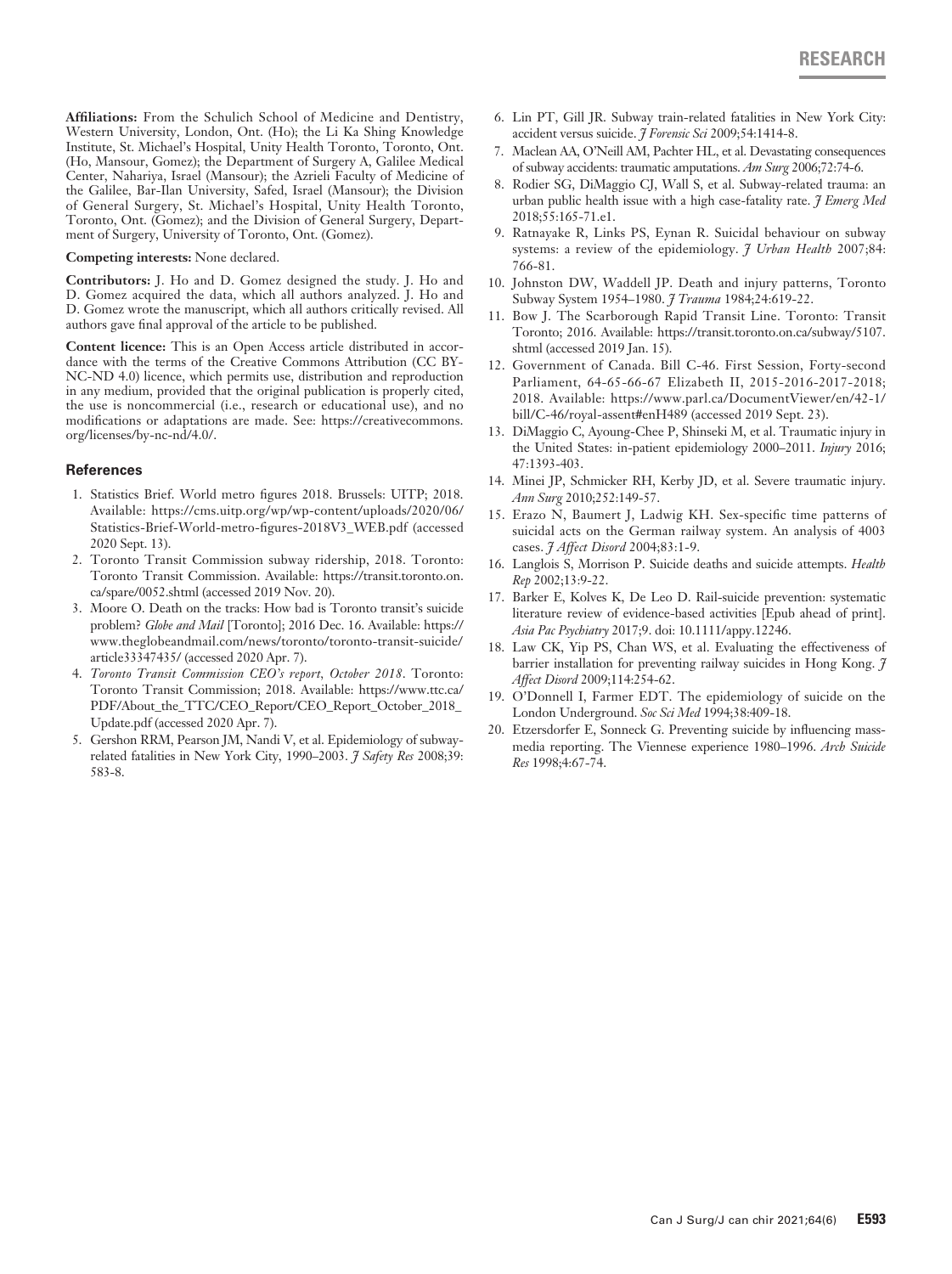**Affiliations:** From the Schulich School of Medicine and Dentistry, Western University, London, Ont. (Ho); the Li Ka Shing Knowledge Institute, St. Michael's Hospital, Unity Health Toronto, Toronto, Ont. (Ho, Mansour, Gomez); the Department of Surgery A, Galilee Medical Center, Nahariya, Israel (Mansour); the Azrieli Faculty of Medicine of the Galilee, Bar-Ilan University, Safed, Israel (Mansour); the Division of General Surgery, St. Michael's Hospital, Unity Health Toronto, Toronto, Ont. (Gomez); and the Division of General Surgery, Department of Surgery, University of Toronto, Ont. (Gomez).

**Competing interests:** None declared.

**Contributors:** J. Ho and D. Gomez designed the study. J. Ho and D. Gomez acquired the data, which all authors analyzed. J. Ho and D. Gomez wrote the manuscript, which all authors critically revised. All authors gave final approval of the article to be published.

**Content licence:** This is an Open Access article distributed in accordance with the terms of the Creative Commons Attribution (CC BY-NC-ND 4.0) licence, which permits use, distribution and reproduction in any medium, provided that the original publication is properly cited, the use is noncommercial (i.e., research or educational use), and no modifications or adaptations are made. See: https://creativecommons.org/licenses/by-nc-nd/4.0/.

## References

1. Statistics Brief. World metro figures 2018. Brussels: UITP; 2018. Available: https://cms.uitp.org/wp/wp-content/uploads/2020/06/Statistics-Brief-World-metro-figures-2018V3_WEB.pdf (accessed 2020 Sept. 13).
2. Toronto Transit Commission subway ridership, 2018. Toronto: Toronto Transit Commission. Available: https://transit.toronto.on.ca/spare/0052.shtml (accessed 2019 Nov. 20).
3. Moore O. Death on the tracks: How bad is Toronto transit's suicide problem? *Globe and Mail* [Toronto]; 2016 Dec. 16. Available: https://www.theglobeandmail.com/news/toronto/toronto-transit-suicide/article33347435/ (accessed 2020 Apr. 7).
4. *Toronto Transit Commission CEO's report, October 2018*. Toronto: Toronto Transit Commission; 2018. Available: https://www.ttc.ca/PDF/About_the_TTC/CEO_Report/CEO_Report_October_2018_Update.pdf (accessed 2020 Apr. 7).
5. Gershon RRM, Pearson JM, Nandi V, et al. Epidemiology of subway-related fatalities in New York City, 1990–2003. *J Safety Res* 2008;39:583-8.
6. Lin PT, Gill JR. Subway train-related fatalities in New York City: accident versus suicide. *J Forensic Sci* 2009;54:1414-8.
7. Maclean AA, O'Neill AM, Pachter HL, et al. Devastating consequences of subway accidents: traumatic amputations. *Am Surg* 2006;72:74-6.
8. Rodier SG, DiMaggio CJ, Wall S, et al. Subway-related trauma: an urban public health issue with a high case-fatality rate. *J Emerg Med* 2018;55:165-71.e1.
9. Ratnayake R, Links PS, Eynan R. Suicidal behaviour on subway systems: a review of the epidemiology. *J Urban Health* 2007;84:766-81.
10. Johnston DW, Waddell JP. Death and injury patterns, Toronto Subway System 1954–1980. *J Trauma* 1984;24:619-22.
11. Bow J. The Scarborough Rapid Transit Line. Toronto: Transit Toronto; 2016. Available: https://transit.toronto.on.ca/subway/5107.shtml (accessed 2019 Jan. 15).
12. Government of Canada. Bill C-46. First Session, Forty-second Parliament, 64-65-66-67 Elizabeth II, 2015-2016-2017-2018; 2018. Available: https://www.parl.ca/DocumentViewer/en/42-1/bill/C-46/royal-assent#enH489 (accessed 2019 Sept. 23).
13. DiMaggio C, Ayoung-Chee P, Shinseki M, et al. Traumatic injury in the United States: in-patient epidemiology 2000–2011. *Injury* 2016;47:1393-403.
14. Minei JP, Schmicker RH, Kerby JD, et al. Severe traumatic injury. *Ann Surg* 2010;252:149-57.
15. Erazo N, Baumert J, Ladwig KH. Sex-specific time patterns of suicidal acts on the German railway system. An analysis of 4003 cases. *J Affect Disord* 2004;83:1-9.
16. Langlois S, Morrison P. Suicide deaths and suicide attempts. *Health Rep* 2002;13:9-22.
17. Barker E, Kolves K, De Leo D. Rail-suicide prevention: systematic literature review of evidence-based activities [Epub ahead of print]. *Asia Pac Psychiatry* 2017;9. doi: 10.1111/appy.12246.
18. Law CK, Yip PS, Chan WS, et al. Evaluating the effectiveness of barrier installation for preventing railway suicides in Hong Kong. *J Affect Disord* 2009;114:254-62.
19. O'Donnell I, Farmer EDT. The epidemiology of suicide on the London Underground. *Soc Sci Med* 1994;38:409-18.
20. Etzersdorfer E, Sonneck G. Preventing suicide by influencing mass-media reporting. The Viennese experience 1980–1996. *Arch Suicide Res* 1998;4:67-74.